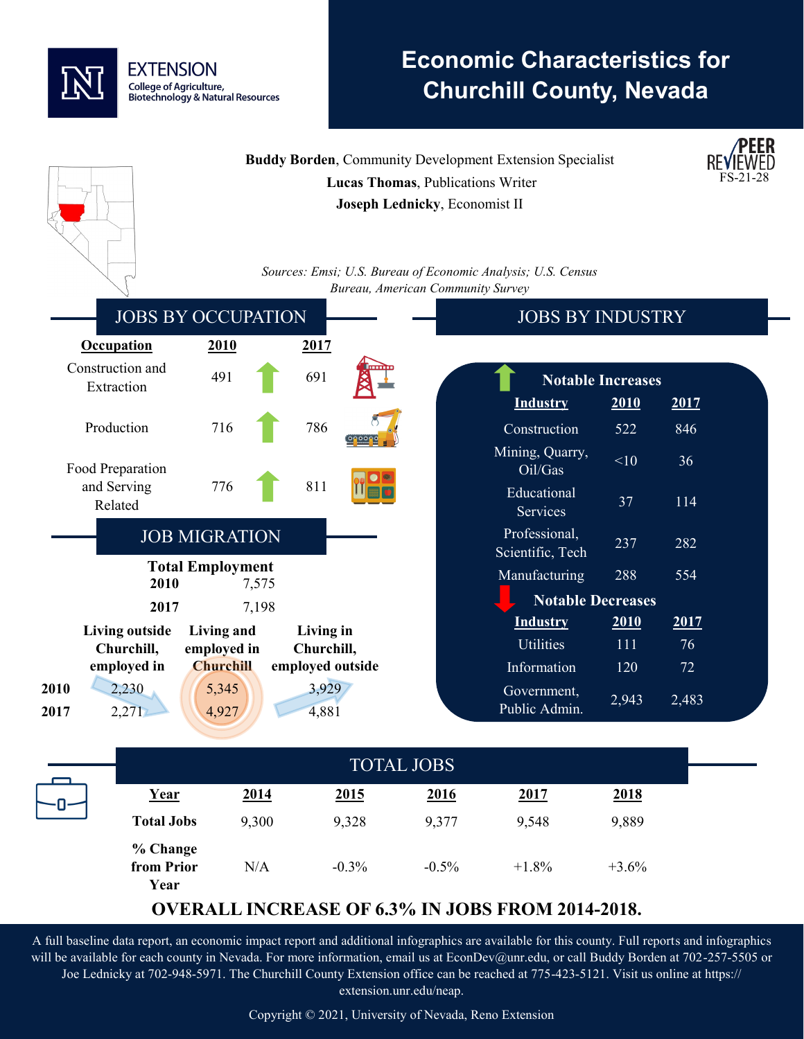EXTENSION
College of Agriculture, Biotechnology & Natural Resources

# Economic Characteristics for Churchill County, Nevada

PEER REVIEWED FS-21-28

**Buddy Borden**, Community Development Extension Specialist
**Lucas Thomas**, Publications Writer
**Joseph Lednicky**, Economist II

*Sources: Emsi; U.S. Bureau of Economic Analysis; U.S. Census Bureau, American Community Survey*

## JOBS BY OCCUPATION

| Occupation | 2010 | | 2017 |
|---|---|---|---|
| Construction and Extraction | 491 | ↑ | 691 |
| Production | 716 | ↑ | 786 |
| Food Preparation and Serving Related | 776 | ↑ | 811 |

## JOB MIGRATION

**Total Employment**

| | |
|---|---|
| **2010** | 7,575 |
| **2017** | 7,198 |

| | Living outside Churchill, employed in | Living and employed in Churchill | Living in Churchill, employed outside |
|---|---|---|---|
| **2010** | 2,230 | 5,345 | 3,929 |
| **2017** | 2,271 | 4,927 | 4,881 |

## JOBS BY INDUSTRY

**Notable Increases**

| Industry | 2010 | 2017 |
|---|---|---|
| Construction | 522 | 846 |
| Mining, Quarry, Oil/Gas | <10 | 36 |
| Educational Services | 37 | 114 |
| Professional, Scientific, Tech | 237 | 282 |
| Manufacturing | 288 | 554 |

**Notable Decreases**

| Industry | 2010 | 2017 |
|---|---|---|
| Utilities | 111 | 76 |
| Information | 120 | 72 |
| Government, Public Admin. | 2,943 | 2,483 |

## TOTAL JOBS

| Year | 2014 | 2015 | 2016 | 2017 | 2018 |
|---|---|---|---|---|---|
| **Total Jobs** | 9,300 | 9,328 | 9,377 | 9,548 | 9,889 |
| **% Change from Prior Year** | N/A | -0.3% | -0.5% | +1.8% | +3.6% |

**OVERALL INCREASE OF 6.3% IN JOBS FROM 2014-2018.**

A full baseline data report, an economic impact report and additional infographics are available for this county. Full reports and infographics will be available for each county in Nevada. For more information, email us at EconDev@unr.edu, or call Buddy Borden at 702-257-5505 or Joe Lednicky at 702-948-5971. The Churchill County Extension office can be reached at 775-423-5121. Visit us online at https://extension.unr.edu/neap.

Copyright © 2021, University of Nevada, Reno Extension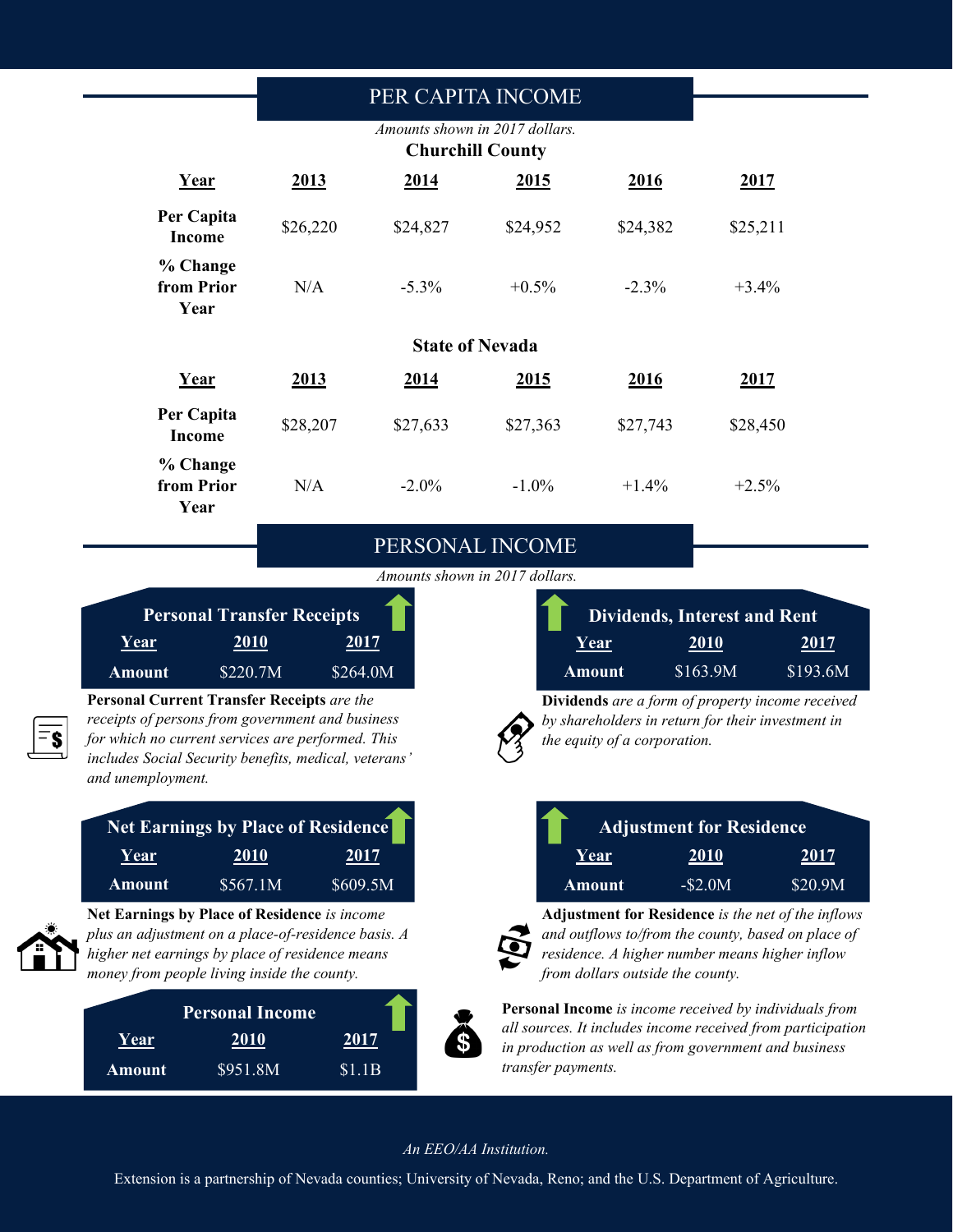## PER CAPITA INCOME

*Amounts shown in 2017 dollars.*

**Churchill County**

| **Year** | **2013** | **2014** | **2015** | **2016** | **2017** |
|---|---|---|---|---|---|
| **Per Capita Income** | $26,220 | $24,827 | $24,952 | $24,382 | $25,211 |
| **% Change from Prior Year** | N/A | -5.3% | +0.5% | -2.3% | +3.4% |

**State of Nevada**

| **Year** | **2013** | **2014** | **2015** | **2016** | **2017** |
|---|---|---|---|---|---|
| **Per Capita Income** | $28,207 | $27,633 | $27,363 | $27,743 | $28,450 |
| **% Change from Prior Year** | N/A | -2.0% | -1.0% | +1.4% | +2.5% |

## PERSONAL INCOME

*Amounts shown in 2017 dollars.*

### Personal Transfer Receipts

| **Year** | **2010** | **2017** |
|---|---|---|
| **Amount** | $220.7M | $264.0M |

**Personal Current Transfer Receipts** *are the receipts of persons from government and business for which no current services are performed. This includes Social Security benefits, medical, veterans' and unemployment.*

### Dividends, Interest and Rent

| **Year** | **2010** | **2017** |
|---|---|---|
| **Amount** | $163.9M | $193.6M |

**Dividends** *are a form of property income received by shareholders in return for their investment in the equity of a corporation.*

### Net Earnings by Place of Residence

| **Year** | **2010** | **2017** |
|---|---|---|
| **Amount** | $567.1M | $609.5M |

**Net Earnings by Place of Residence** *is income plus an adjustment on a place-of-residence basis. A higher net earnings by place of residence means money from people living inside the county.*

### Adjustment for Residence

| **Year** | **2010** | **2017** |
|---|---|---|
| **Amount** | -$2.0M | $20.9M |

**Adjustment for Residence** *is the net of the inflows and outflows to/from the county, based on place of residence. A higher number means higher inflow from dollars outside the county.*

### Personal Income

| **Year** | **2010** | **2017** |
|---|---|---|
| **Amount** | $951.8M | $1.1B |

**Personal Income** *is income received by individuals from all sources. It includes income received from participation in production as well as from government and business transfer payments.*

*An EEO/AA Institution.*

Extension is a partnership of Nevada counties; University of Nevada, Reno; and the U.S. Department of Agriculture.